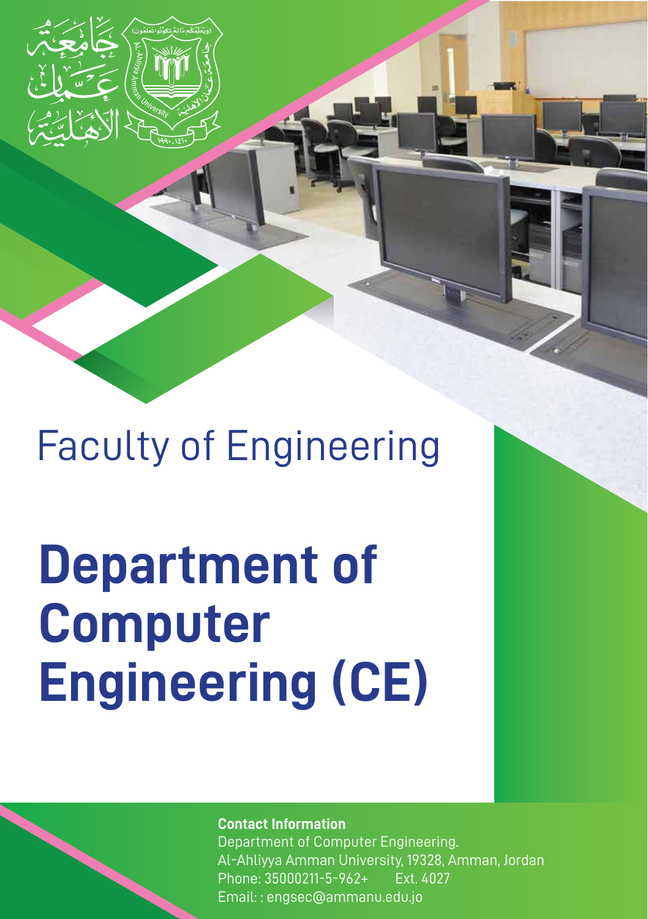# Faculty of Engineering

# Department of Computer Engineering (CE)

**Contact Information**

Department of Computer Engineering.
Al-Ahliyya Amman University, 19328, Amman, Jordan
Phone: 35000211-5-962+ Ext. 4027
Email: : engsec@ammanu.edu.jo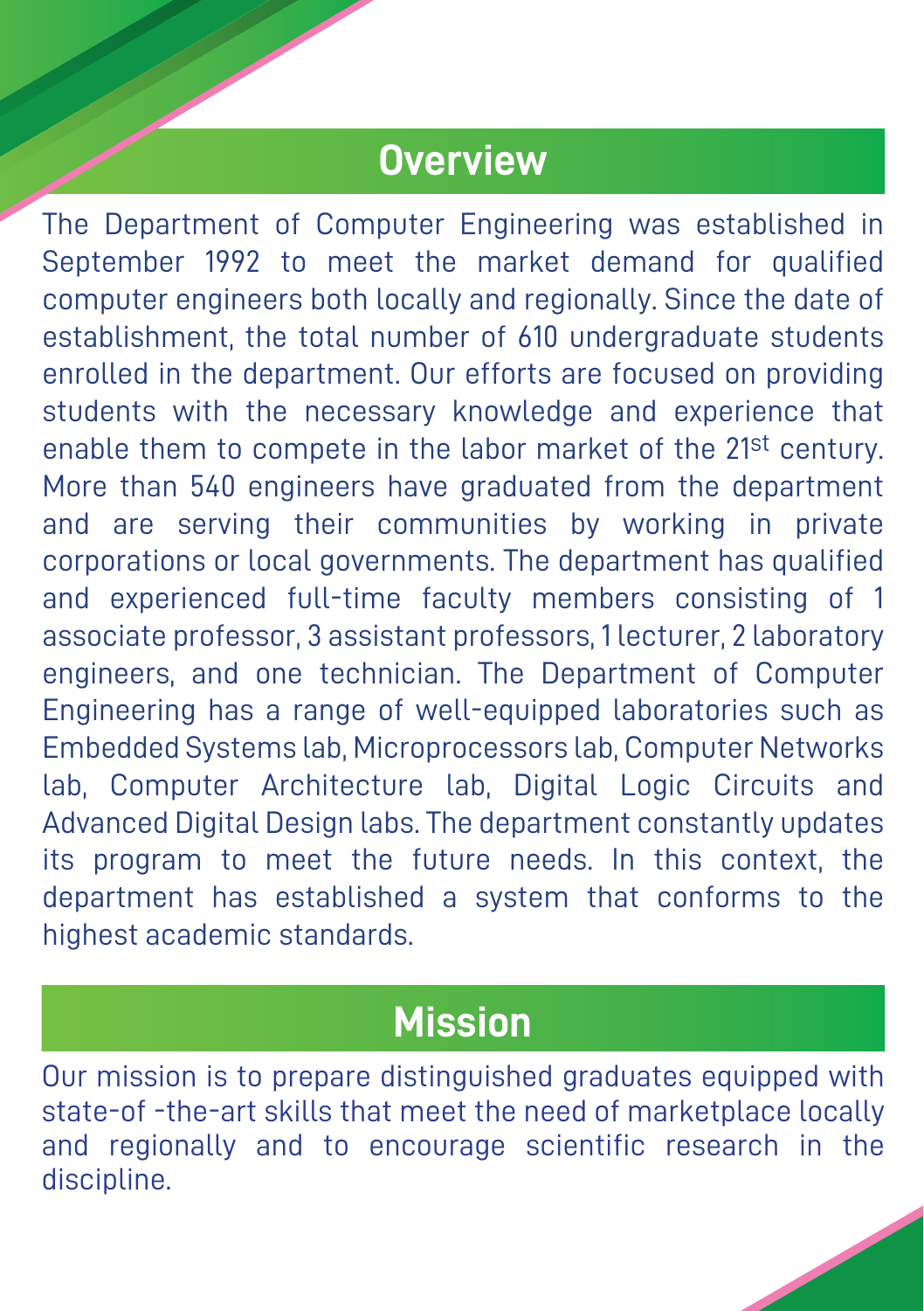## Overview

The Department of Computer Engineering was established in September 1992 to meet the market demand for qualified computer engineers both locally and regionally. Since the date of establishment, the total number of 610 undergraduate students enrolled in the department. Our efforts are focused on providing students with the necessary knowledge and experience that enable them to compete in the labor market of the 21st century. More than 540 engineers have graduated from the department and are serving their communities by working in private corporations or local governments. The department has qualified and experienced full-time faculty members consisting of 1 associate professor, 3 assistant professors, 1 lecturer, 2 laboratory engineers, and one technician. The Department of Computer Engineering has a range of well-equipped laboratories such as Embedded Systems lab, Microprocessors lab, Computer Networks lab, Computer Architecture lab, Digital Logic Circuits and Advanced Digital Design labs. The department constantly updates its program to meet the future needs. In this context, the department has established a system that conforms to the highest academic standards.

## Mission

Our mission is to prepare distinguished graduates equipped with state-of -the-art skills that meet the need of marketplace locally and regionally and to encourage scientific research in the discipline.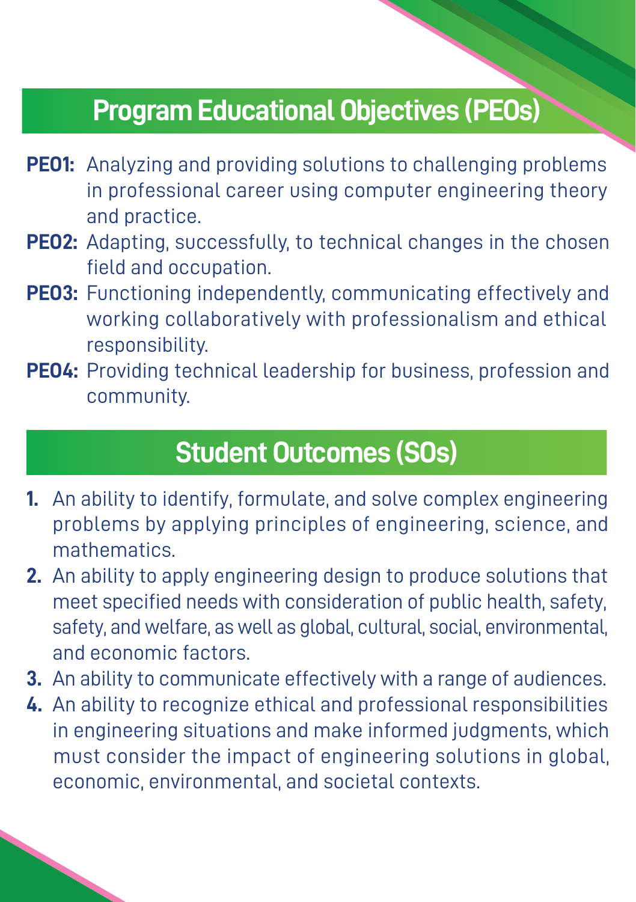## Program Educational Objectives (PEOs)

**PEO1:** Analyzing and providing solutions to challenging problems in professional career using computer engineering theory and practice.

**PEO2:** Adapting, successfully, to technical changes in the chosen field and occupation.

**PEO3:** Functioning independently, communicating effectively and working collaboratively with professionalism and ethical responsibility.

**PEO4:** Providing technical leadership for business, profession and community.

## Student Outcomes (SOs)

1. An ability to identify, formulate, and solve complex engineering problems by applying principles of engineering, science, and mathematics.
2. An ability to apply engineering design to produce solutions that meet specified needs with consideration of public health, safety, safety, and welfare, as well as global, cultural, social, environmental, and economic factors.
3. An ability to communicate effectively with a range of audiences.
4. An ability to recognize ethical and professional responsibilities in engineering situations and make informed judgments, which must consider the impact of engineering solutions in global, economic, environmental, and societal contexts.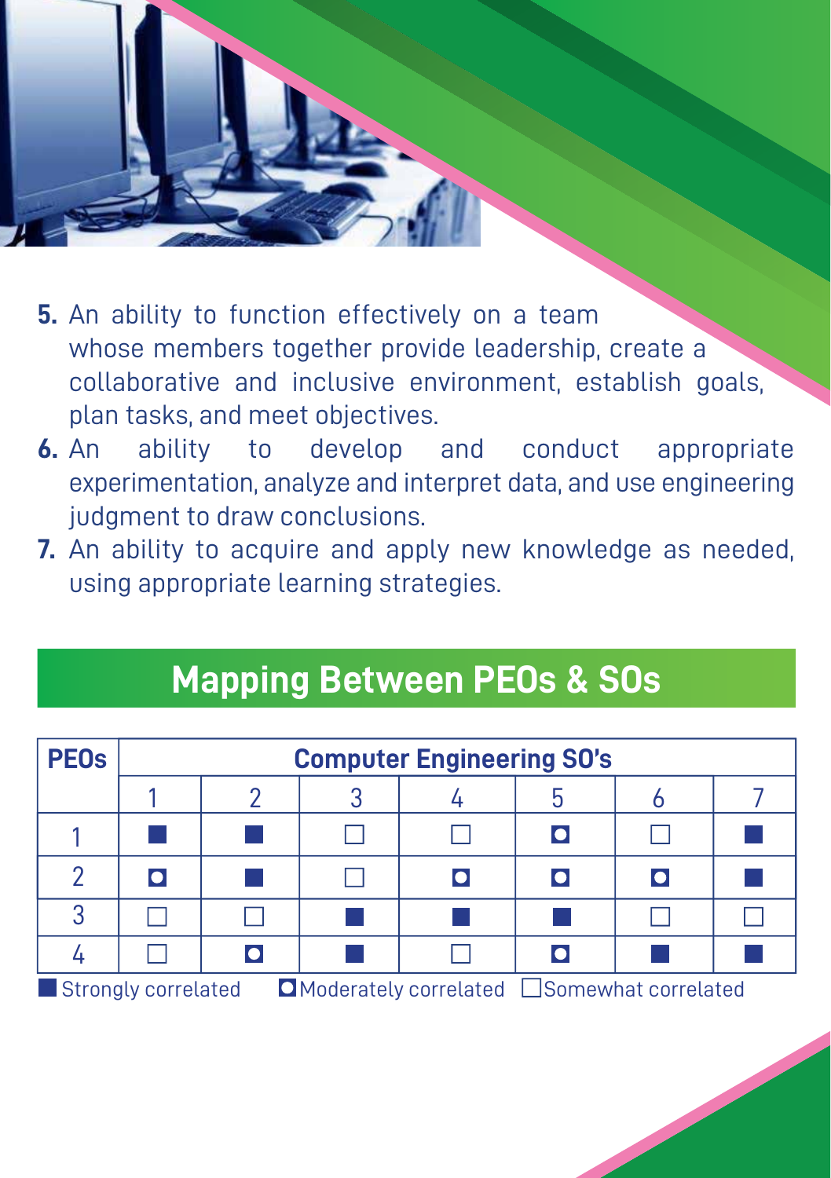5. An ability to function effectively on a team whose members together provide leadership, create a collaborative and inclusive environment, establish goals, plan tasks, and meet objectives.
6. An ability to develop and conduct appropriate experimentation, analyze and interpret data, and use engineering judgment to draw conclusions.
7. An ability to acquire and apply new knowledge as needed, using appropriate learning strategies.

## Mapping Between PEOs & SOs

| PEOs | Computer Engineering SO's | | | | | | |
|---|---|---|---|---|---|---|---|
| | 1 | 2 | 3 | 4 | 5 | 6 | 7 |
| 1 | ■ | ■ | □ | □ | ◘ | □ | ■ |
| 2 | ◘ | ■ | □ | ◘ | ◘ | ◘ | ■ |
| 3 | □ | □ | ■ | ■ | ■ | □ | □ |
| 4 | □ | ◘ | ■ | □ | ◘ | ■ | ■ |

■ Strongly correlated ◘ Moderately correlated □ Somewhat correlated